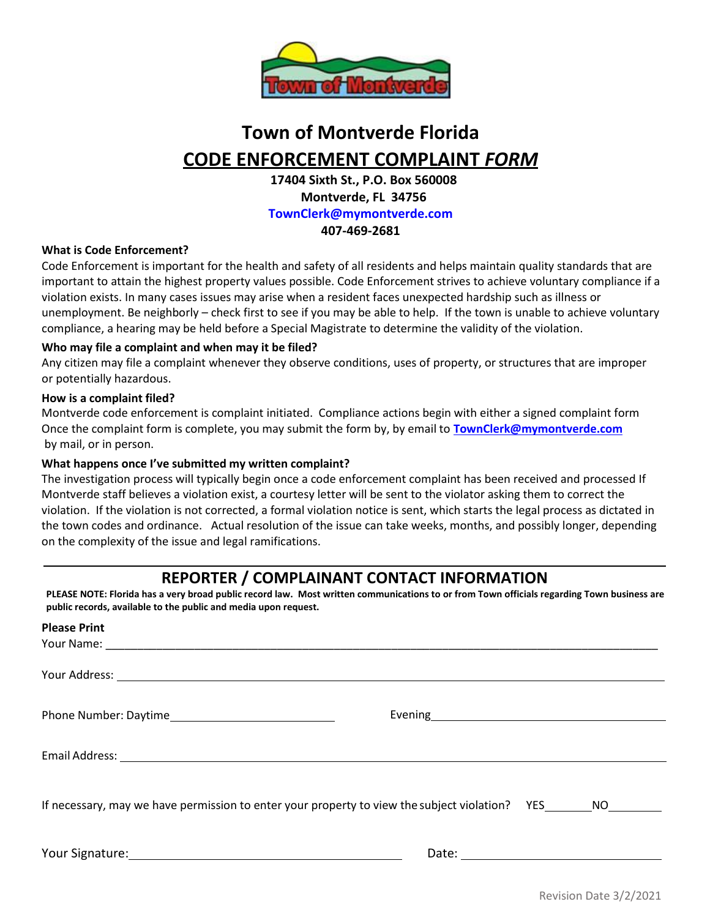# Town of Montverde Florida

## CODE ENFORCEMENT COMPLAINT *FORM*

**17404 Sixth St., P.O. Box 560008**
**Montverde, FL 34756**
**TownClerk@mymontverde.com**
**407-469-2681**

**What is Code Enforcement?**

Code Enforcement is important for the health and safety of all residents and helps maintain quality standards that are important to attain the highest property values possible. Code Enforcement strives to achieve voluntary compliance if a violation exists. In many cases issues may arise when a resident faces unexpected hardship such as illness or unemployment. Be neighborly – check first to see if you may be able to help. If the town is unable to achieve voluntary compliance, a hearing may be held before a Special Magistrate to determine the validity of the violation.

**Who may file a complaint and when may it be filed?**

Any citizen may file a complaint whenever they observe conditions, uses of property, or structures that are improper or potentially hazardous.

**How is a complaint filed?**

Montverde code enforcement is complaint initiated. Compliance actions begin with either a signed complaint form Once the complaint form is complete, you may submit the form by, by email to **TownClerk@mymontverde.com** by mail, or in person.

**What happens once I've submitted my written complaint?**

The investigation process will typically begin once a code enforcement complaint has been received and processed If Montverde staff believes a violation exist, a courtesy letter will be sent to the violator asking them to correct the violation. If the violation is not corrected, a formal violation notice is sent, which starts the legal process as dictated in the town codes and ordinance. Actual resolution of the issue can take weeks, months, and possibly longer, depending on the complexity of the issue and legal ramifications.

---

## REPORTER / COMPLAINANT CONTACT INFORMATION

**PLEASE NOTE: Florida has a very broad public record law. Most written communications to or from Town officials regarding Town business are public records, available to the public and media upon request.**

**Please Print**

Your Name: ____________________________________________

Your Address: ____________________________________________

Phone Number: Daytime ______________________ Evening ______________________

Email Address: ____________________________________________

If necessary, may we have permission to enter your property to view the subject violation? YES_______ NO_______

Your Signature: ______________________ Date: ______________________

Revision Date 3/2/2021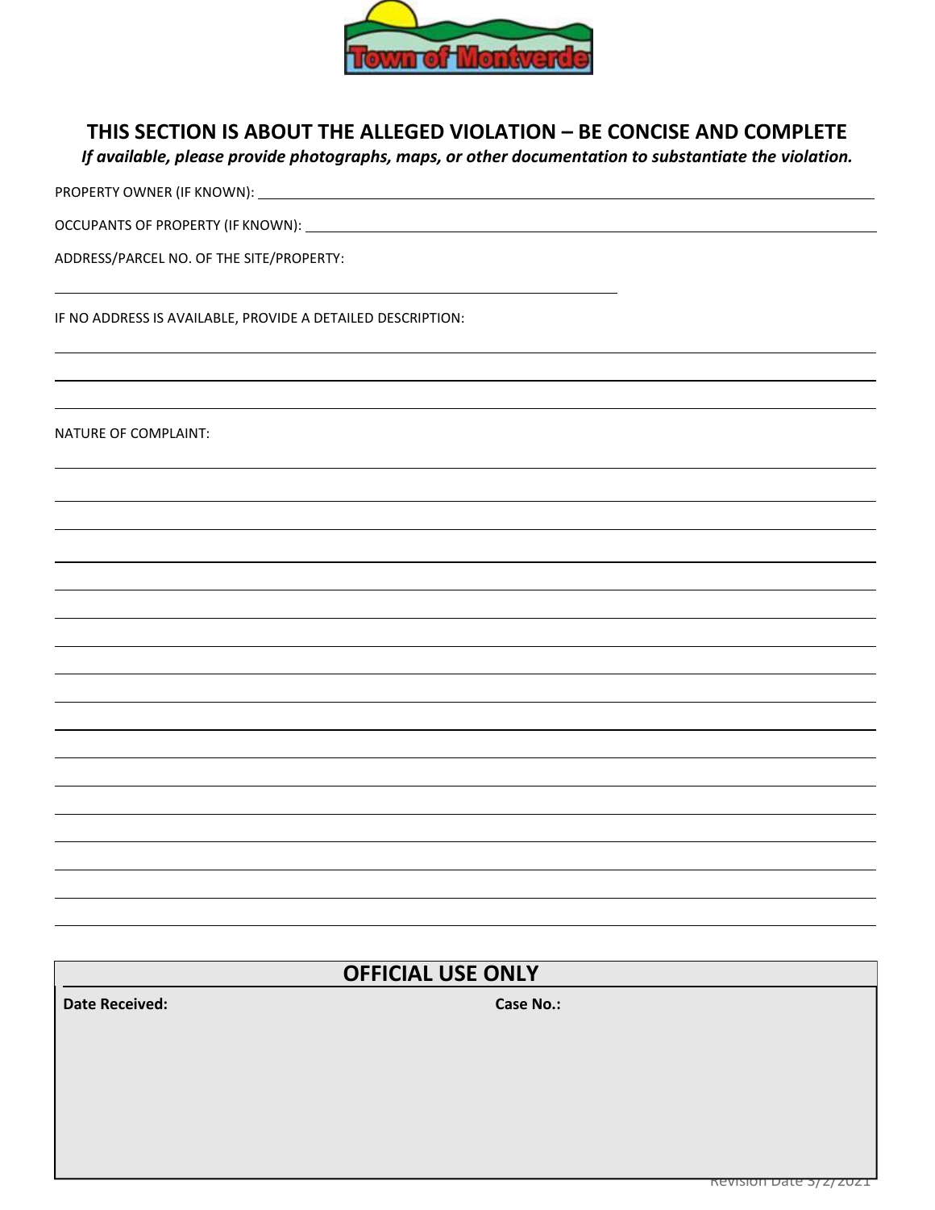Town of Montverde

## THIS SECTION IS ABOUT THE ALLEGED VIOLATION – BE CONCISE AND COMPLETE

***If available, please provide photographs, maps, or other documentation to substantiate the violation.***

PROPERTY OWNER (IF KNOWN): ______________________________________________

OCCUPANTS OF PROPERTY (IF KNOWN): ______________________________________________

ADDRESS/PARCEL NO. OF THE SITE/PROPERTY:

______________________________________________

IF NO ADDRESS IS AVAILABLE, PROVIDE A DETAILED DESCRIPTION:

______________________________________________

______________________________________________

______________________________________________

NATURE OF COMPLAINT:

______________________________________________

______________________________________________

______________________________________________

______________________________________________

______________________________________________

______________________________________________

______________________________________________

______________________________________________

______________________________________________

______________________________________________

______________________________________________

______________________________________________

______________________________________________

______________________________________________

______________________________________________

______________________________________________

## OFFICIAL USE ONLY

**Date Received:**

**Case No.:**

Revision Date 3/2/2021